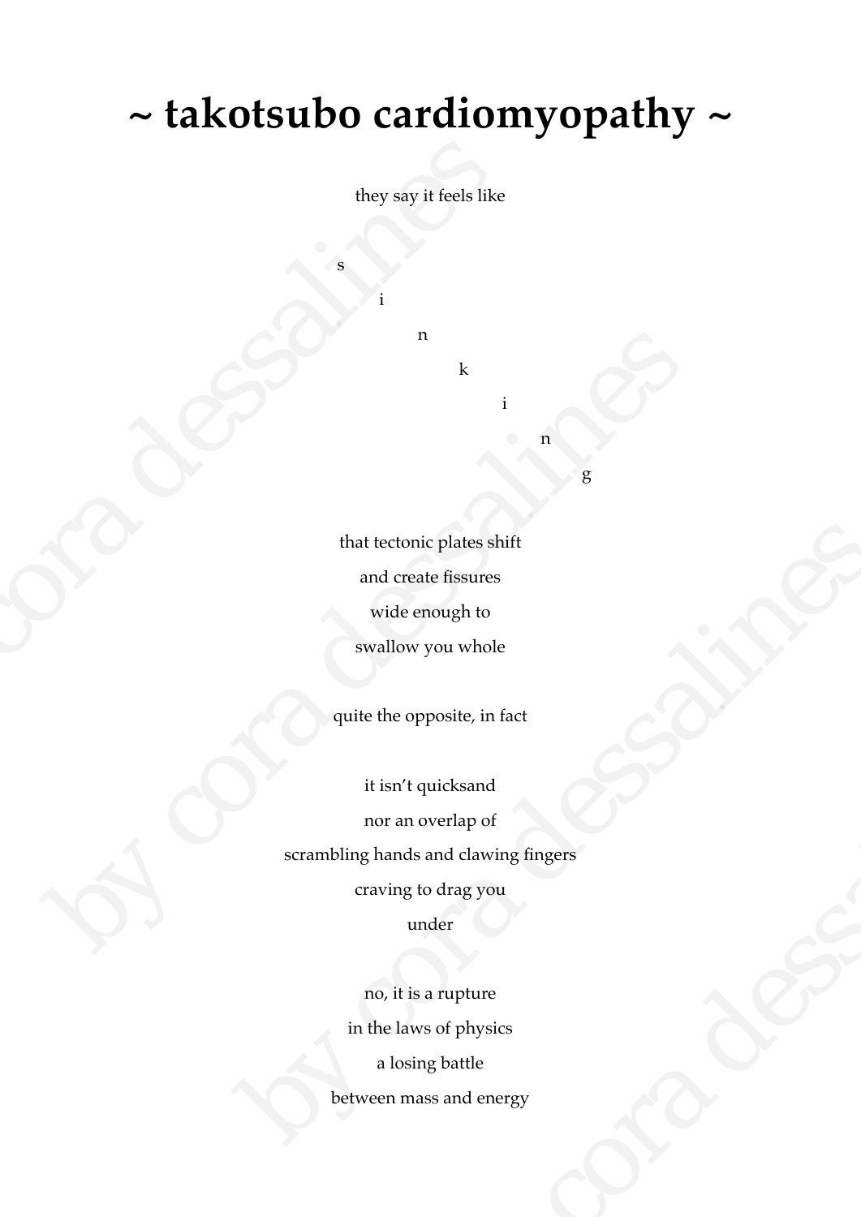# ~ takotsubo cardiomyopathy ~

they say it feels like

s

i

n

k

i

n

g

that tectonic plates shift
and create fissures
wide enough to
swallow you whole

quite the opposite, in fact

it isn't quicksand
nor an overlap of
scrambling hands and clawing fingers
craving to drag you
under

no, it is a rupture
in the laws of physics
a losing battle
between mass and energy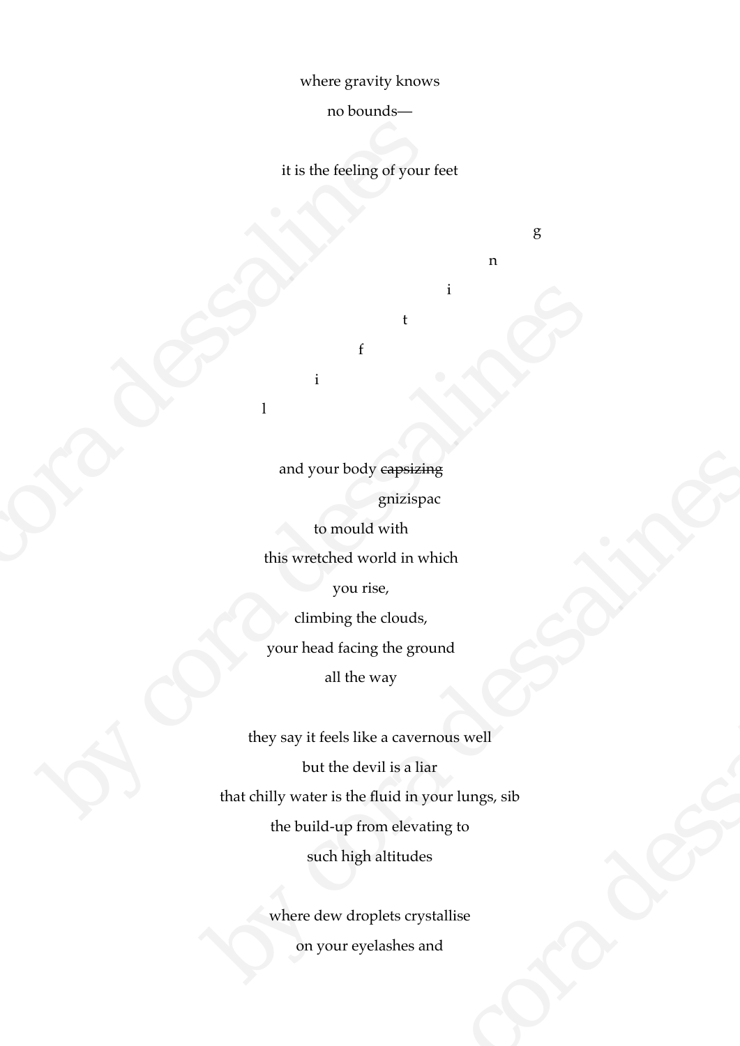where gravity knows

no bounds—

it is the feeling of your feet

g

n

i

t

f

i

l

and your body ~~capsizing~~

gnizispac

to mould with

this wretched world in which

you rise,

climbing the clouds,

your head facing the ground

all the way

they say it feels like a cavernous well

but the devil is a liar

that chilly water is the fluid in your lungs, sib

the build-up from elevating to

such high altitudes

where dew droplets crystallise

on your eyelashes and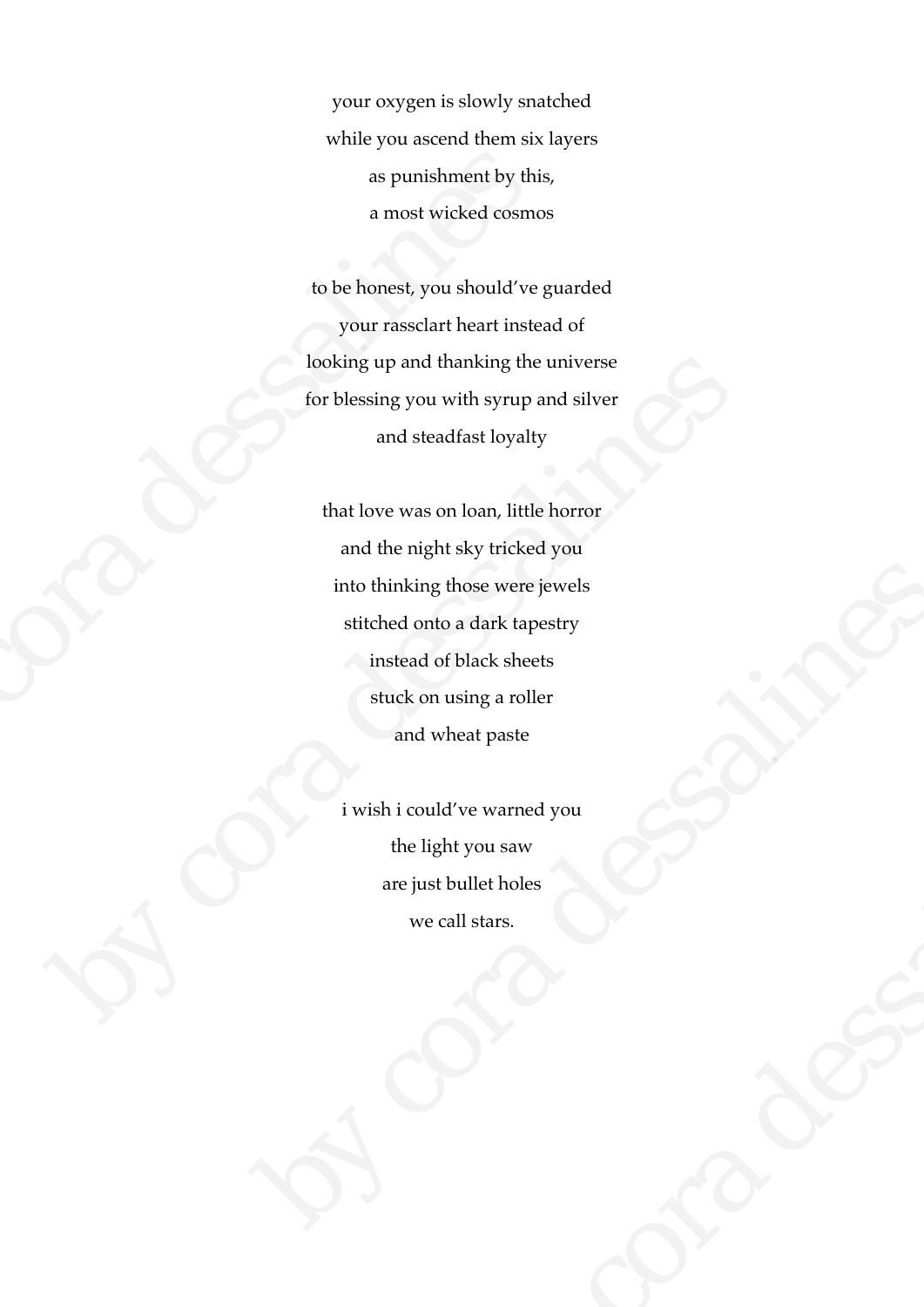your oxygen is slowly snatched
while you ascend them six layers
as punishment by this,
a most wicked cosmos

to be honest, you should've guarded
your rassclart heart instead of
looking up and thanking the universe
for blessing you with syrup and silver
and steadfast loyalty

that love was on loan, little horror
and the night sky tricked you
into thinking those were jewels
stitched onto a dark tapestry
instead of black sheets
stuck on using a roller
and wheat paste

i wish i could've warned you
the light you saw
are just bullet holes
we call stars.